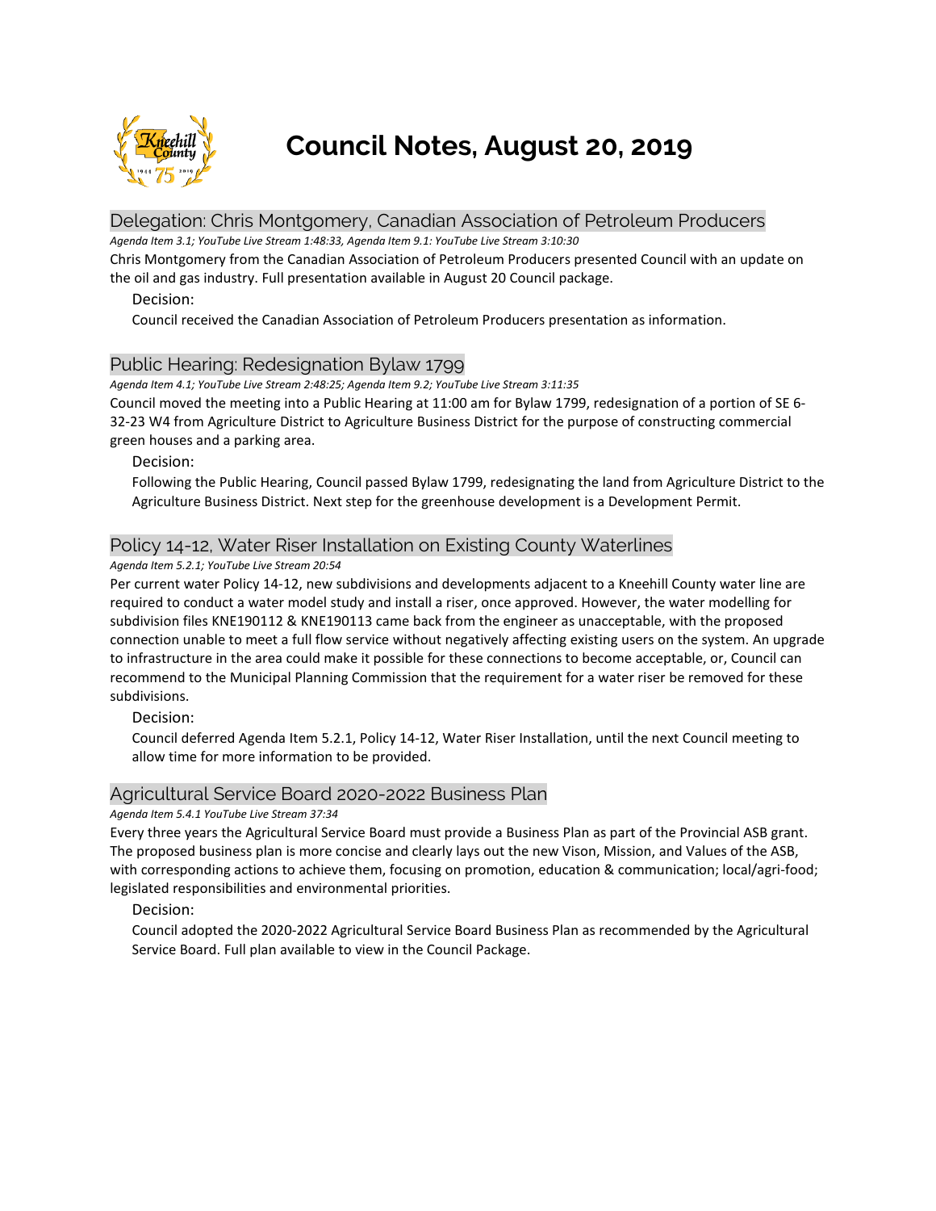# Council Notes, August 20, 2019

## Delegation: Chris Montgomery, Canadian Association of Petroleum Producers

*Agenda Item 3.1; YouTube Live Stream 1:48:33, Agenda Item 9.1: YouTube Live Stream 3:10:30*

Chris Montgomery from the Canadian Association of Petroleum Producers presented Council with an update on the oil and gas industry. Full presentation available in August 20 Council package.

Decision:

Council received the Canadian Association of Petroleum Producers presentation as information.

## Public Hearing: Redesignation Bylaw 1799

*Agenda Item 4.1; YouTube Live Stream 2:48:25; Agenda Item 9.2; YouTube Live Stream 3:11:35*

Council moved the meeting into a Public Hearing at 11:00 am for Bylaw 1799, redesignation of a portion of SE 6-32-23 W4 from Agriculture District to Agriculture Business District for the purpose of constructing commercial green houses and a parking area.

Decision:

Following the Public Hearing, Council passed Bylaw 1799, redesignating the land from Agriculture District to the Agriculture Business District. Next step for the greenhouse development is a Development Permit.

## Policy 14-12, Water Riser Installation on Existing County Waterlines

*Agenda Item 5.2.1; YouTube Live Stream 20:54*

Per current water Policy 14-12, new subdivisions and developments adjacent to a Kneehill County water line are required to conduct a water model study and install a riser, once approved. However, the water modelling for subdivision files KNE190112 & KNE190113 came back from the engineer as unacceptable, with the proposed connection unable to meet a full flow service without negatively affecting existing users on the system. An upgrade to infrastructure in the area could make it possible for these connections to become acceptable, or, Council can recommend to the Municipal Planning Commission that the requirement for a water riser be removed for these subdivisions.

Decision:

Council deferred Agenda Item 5.2.1, Policy 14-12, Water Riser Installation, until the next Council meeting to allow time for more information to be provided.

## Agricultural Service Board 2020-2022 Business Plan

*Agenda Item 5.4.1 YouTube Live Stream 37:34*

Every three years the Agricultural Service Board must provide a Business Plan as part of the Provincial ASB grant. The proposed business plan is more concise and clearly lays out the new Vison, Mission, and Values of the ASB, with corresponding actions to achieve them, focusing on promotion, education & communication; local/agri-food; legislated responsibilities and environmental priorities.

Decision:

Council adopted the 2020-2022 Agricultural Service Board Business Plan as recommended by the Agricultural Service Board. Full plan available to view in the Council Package.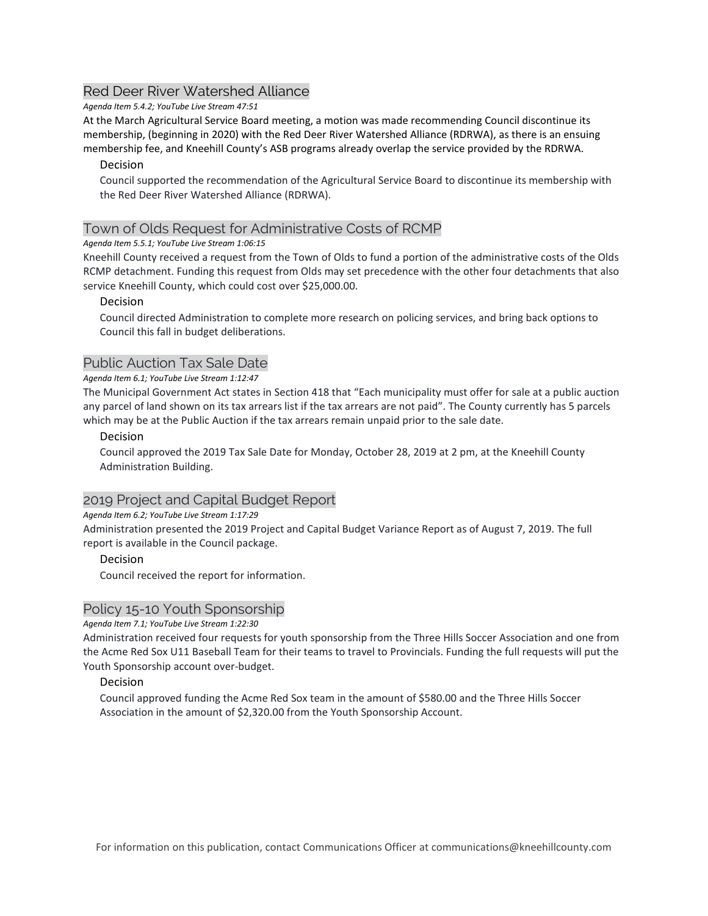## Red Deer River Watershed Alliance

*Agenda Item 5.4.2; YouTube Live Stream 47:51*

At the March Agricultural Service Board meeting, a motion was made recommending Council discontinue its membership, (beginning in 2020) with the Red Deer River Watershed Alliance (RDRWA), as there is an ensuing membership fee, and Kneehill County's ASB programs already overlap the service provided by the RDRWA.

### Decision

Council supported the recommendation of the Agricultural Service Board to discontinue its membership with the Red Deer River Watershed Alliance (RDRWA).

## Town of Olds Request for Administrative Costs of RCMP

*Agenda Item 5.5.1; YouTube Live Stream 1:06:15*

Kneehill County received a request from the Town of Olds to fund a portion of the administrative costs of the Olds RCMP detachment. Funding this request from Olds may set precedence with the other four detachments that also service Kneehill County, which could cost over $25,000.00.

### Decision

Council directed Administration to complete more research on policing services, and bring back options to Council this fall in budget deliberations.

## Public Auction Tax Sale Date

*Agenda Item 6.1; YouTube Live Stream 1:12:47*

The Municipal Government Act states in Section 418 that "Each municipality must offer for sale at a public auction any parcel of land shown on its tax arrears list if the tax arrears are not paid". The County currently has 5 parcels which may be at the Public Auction if the tax arrears remain unpaid prior to the sale date.

### Decision

Council approved the 2019 Tax Sale Date for Monday, October 28, 2019 at 2 pm, at the Kneehill County Administration Building.

## 2019 Project and Capital Budget Report

*Agenda Item 6.2; YouTube Live Stream 1:17:29*

Administration presented the 2019 Project and Capital Budget Variance Report as of August 7, 2019. The full report is available in the Council package.

### Decision

Council received the report for information.

## Policy 15-10 Youth Sponsorship

*Agenda Item 7.1; YouTube Live Stream 1:22:30*

Administration received four requests for youth sponsorship from the Three Hills Soccer Association and one from the Acme Red Sox U11 Baseball Team for their teams to travel to Provincials. Funding the full requests will put the Youth Sponsorship account over-budget.

### Decision

Council approved funding the Acme Red Sox team in the amount of $580.00 and the Three Hills Soccer Association in the amount of $2,320.00 from the Youth Sponsorship Account.

For information on this publication, contact Communications Officer at communications@kneehillcounty.com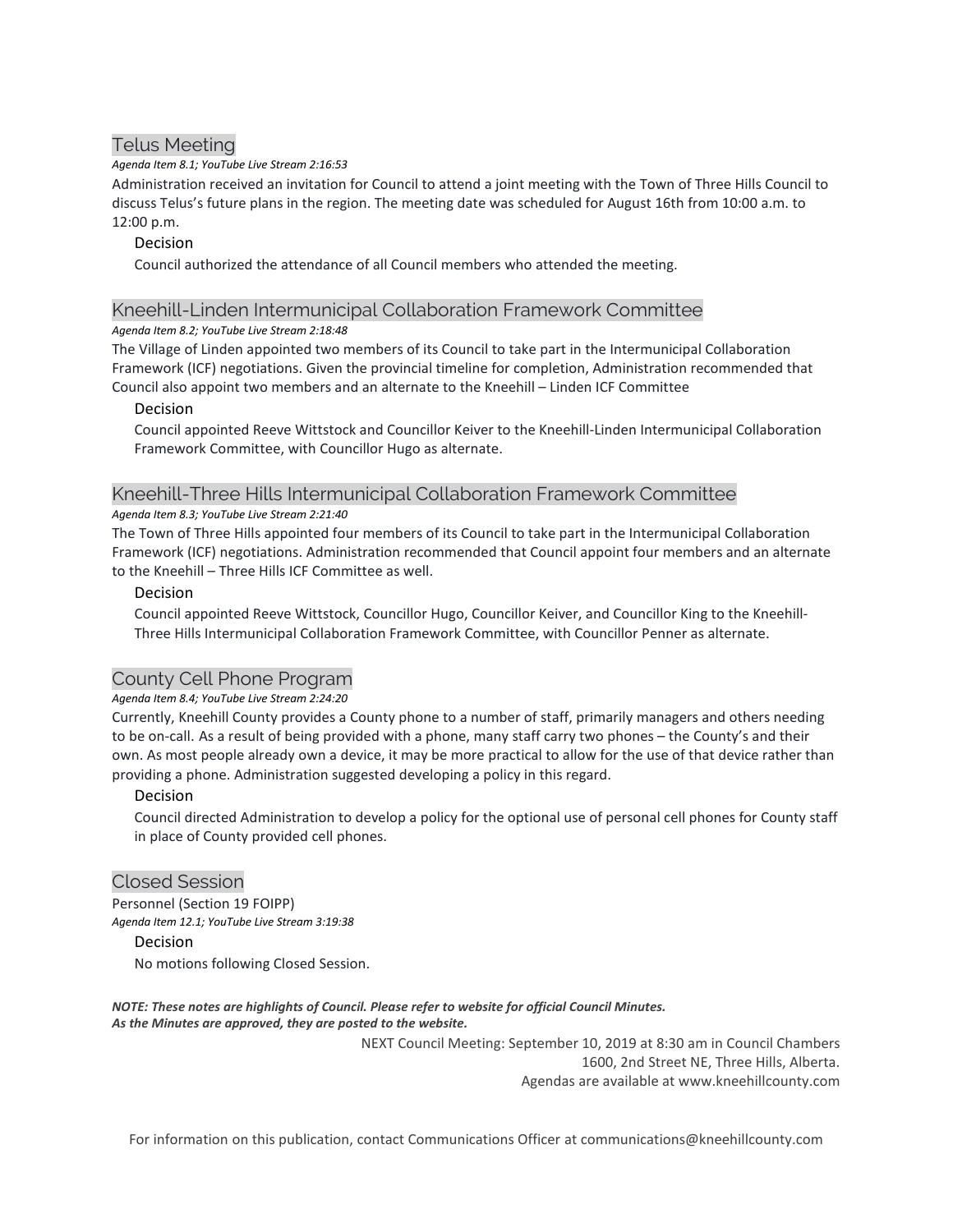## Telus Meeting

*Agenda Item 8.1; YouTube Live Stream 2:16:53*

Administration received an invitation for Council to attend a joint meeting with the Town of Three Hills Council to discuss Telus's future plans in the region. The meeting date was scheduled for August 16th from 10:00 a.m. to 12:00 p.m.

### Decision

Council authorized the attendance of all Council members who attended the meeting.

## Kneehill-Linden Intermunicipal Collaboration Framework Committee

*Agenda Item 8.2; YouTube Live Stream 2:18:48*

The Village of Linden appointed two members of its Council to take part in the Intermunicipal Collaboration Framework (ICF) negotiations. Given the provincial timeline for completion, Administration recommended that Council also appoint two members and an alternate to the Kneehill – Linden ICF Committee

### Decision

Council appointed Reeve Wittstock and Councillor Keiver to the Kneehill-Linden Intermunicipal Collaboration Framework Committee, with Councillor Hugo as alternate.

## Kneehill-Three Hills Intermunicipal Collaboration Framework Committee

*Agenda Item 8.3; YouTube Live Stream 2:21:40*

The Town of Three Hills appointed four members of its Council to take part in the Intermunicipal Collaboration Framework (ICF) negotiations. Administration recommended that Council appoint four members and an alternate to the Kneehill – Three Hills ICF Committee as well.

### Decision

Council appointed Reeve Wittstock, Councillor Hugo, Councillor Keiver, and Councillor King to the Kneehill-Three Hills Intermunicipal Collaboration Framework Committee, with Councillor Penner as alternate.

## County Cell Phone Program

*Agenda Item 8.4; YouTube Live Stream 2:24:20*

Currently, Kneehill County provides a County phone to a number of staff, primarily managers and others needing to be on-call. As a result of being provided with a phone, many staff carry two phones – the County's and their own. As most people already own a device, it may be more practical to allow for the use of that device rather than providing a phone. Administration suggested developing a policy in this regard.

### Decision

Council directed Administration to develop a policy for the optional use of personal cell phones for County staff in place of County provided cell phones.

## Closed Session

Personnel (Section 19 FOIPP)

*Agenda Item 12.1; YouTube Live Stream 3:19:38*

### Decision

No motions following Closed Session.

***NOTE: These notes are highlights of Council. Please refer to website for official Council Minutes.***
***As the Minutes are approved, they are posted to the website.***

NEXT Council Meeting: September 10, 2019 at 8:30 am in Council Chambers
1600, 2nd Street NE, Three Hills, Alberta.
Agendas are available at www.kneehillcounty.com

For information on this publication, contact Communications Officer at communications@kneehillcounty.com